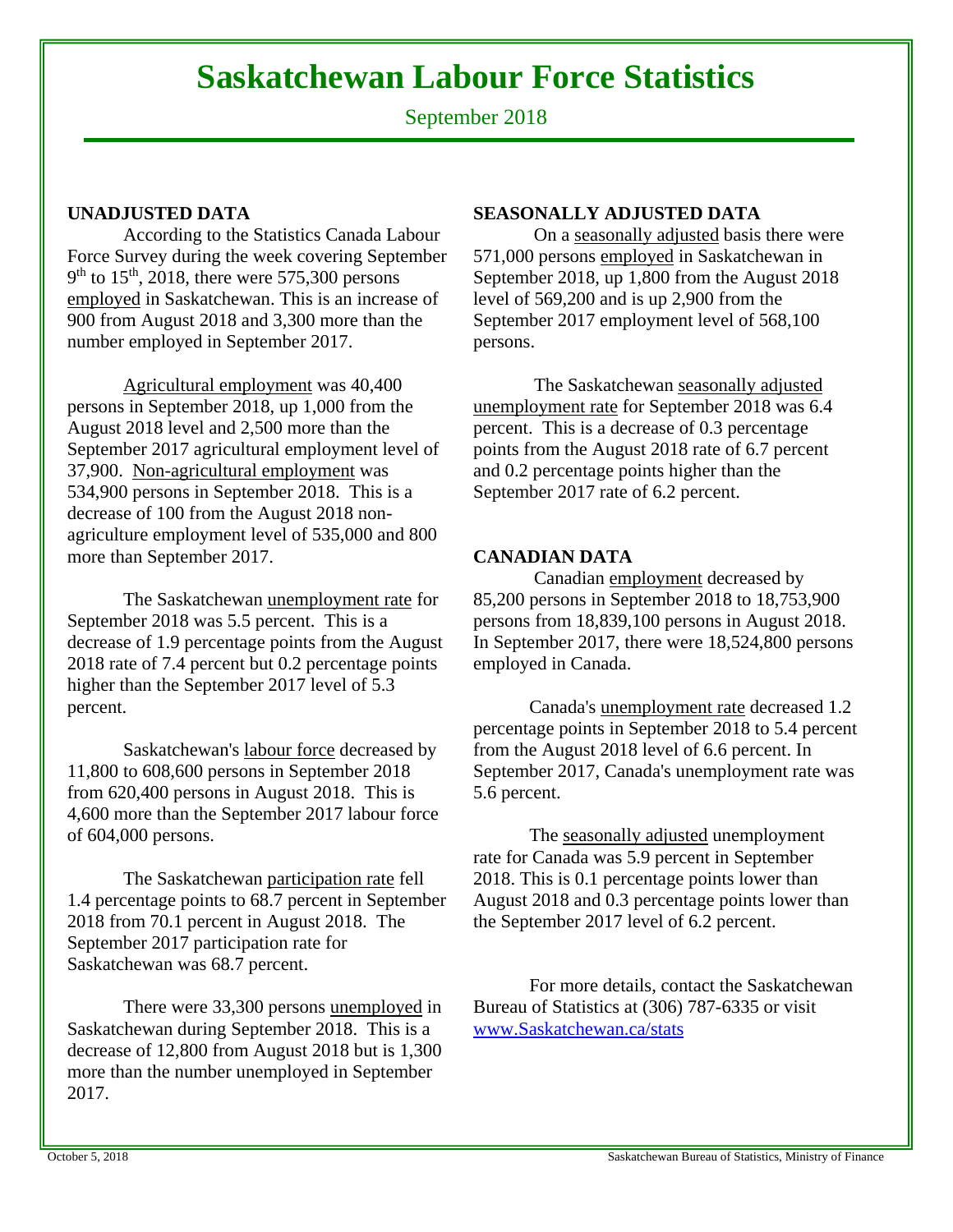# Saskatchewan Labour Force Statistics

September 2018

## UNADJUSTED DATA

According to the Statistics Canada Labour Force Survey during the week covering September 9th to 15th, 2018, there were 575,300 persons employed in Saskatchewan. This is an increase of 900 from August 2018 and 3,300 more than the number employed in September 2017.

Agricultural employment was 40,400 persons in September 2018, up 1,000 from the August 2018 level and 2,500 more than the September 2017 agricultural employment level of 37,900. Non-agricultural employment was 534,900 persons in September 2018. This is a decrease of 100 from the August 2018 non-agriculture employment level of 535,000 and 800 more than September 2017.

The Saskatchewan unemployment rate for September 2018 was 5.5 percent. This is a decrease of 1.9 percentage points from the August 2018 rate of 7.4 percent but 0.2 percentage points higher than the September 2017 level of 5.3 percent.

Saskatchewan's labour force decreased by 11,800 to 608,600 persons in September 2018 from 620,400 persons in August 2018. This is 4,600 more than the September 2017 labour force of 604,000 persons.

The Saskatchewan participation rate fell 1.4 percentage points to 68.7 percent in September 2018 from 70.1 percent in August 2018. The September 2017 participation rate for Saskatchewan was 68.7 percent.

There were 33,300 persons unemployed in Saskatchewan during September 2018. This is a decrease of 12,800 from August 2018 but is 1,300 more than the number unemployed in September 2017.

## SEASONALLY ADJUSTED DATA

On a seasonally adjusted basis there were 571,000 persons employed in Saskatchewan in September 2018, up 1,800 from the August 2018 level of 569,200 and is up 2,900 from the September 2017 employment level of 568,100 persons.

The Saskatchewan seasonally adjusted unemployment rate for September 2018 was 6.4 percent. This is a decrease of 0.3 percentage points from the August 2018 rate of 6.7 percent and 0.2 percentage points higher than the September 2017 rate of 6.2 percent.

## CANADIAN DATA

Canadian employment decreased by 85,200 persons in September 2018 to 18,753,900 persons from 18,839,100 persons in August 2018. In September 2017, there were 18,524,800 persons employed in Canada.

Canada's unemployment rate decreased 1.2 percentage points in September 2018 to 5.4 percent from the August 2018 level of 6.6 percent. In September 2017, Canada's unemployment rate was 5.6 percent.

The seasonally adjusted unemployment rate for Canada was 5.9 percent in September 2018. This is 0.1 percentage points lower than August 2018 and 0.3 percentage points lower than the September 2017 level of 6.2 percent.

For more details, contact the Saskatchewan Bureau of Statistics at (306) 787-6335 or visit www.Saskatchewan.ca/stats

October 5, 2018

Saskatchewan Bureau of Statistics, Ministry of Finance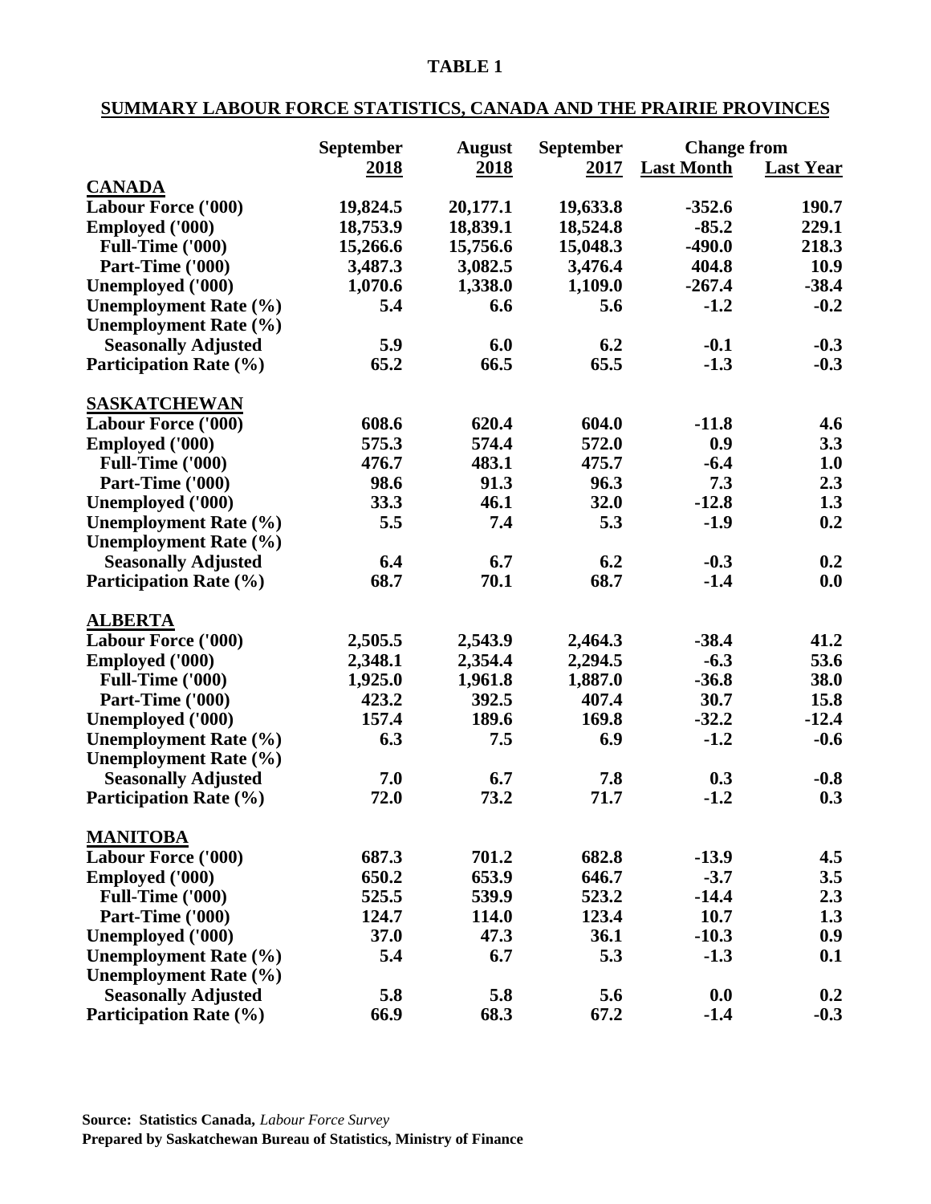**TABLE 1**

**SUMMARY LABOUR FORCE STATISTICS, CANADA AND THE PRAIRIE PROVINCES**

| | September 2018 | August 2018 | September 2017 | Change from Last Month | Change from Last Year |
|---|---|---|---|---|---|
| **CANADA** | | | | | |
| Labour Force ('000) | 19,824.5 | 20,177.1 | 19,633.8 | -352.6 | 190.7 |
| Employed ('000) | 18,753.9 | 18,839.1 | 18,524.8 | -85.2 | 229.1 |
| Full-Time ('000) | 15,266.6 | 15,756.6 | 15,048.3 | -490.0 | 218.3 |
| Part-Time ('000) | 3,487.3 | 3,082.5 | 3,476.4 | 404.8 | 10.9 |
| Unemployed ('000) | 1,070.6 | 1,338.0 | 1,109.0 | -267.4 | -38.4 |
| Unemployment Rate (%) | 5.4 | 6.6 | 5.6 | -1.2 | -0.2 |
| Unemployment Rate (%) Seasonally Adjusted | 5.9 | 6.0 | 6.2 | -0.1 | -0.3 |
| Participation Rate (%) | 65.2 | 66.5 | 65.5 | -1.3 | -0.3 |
| **SASKATCHEWAN** | | | | | |
| Labour Force ('000) | 608.6 | 620.4 | 604.0 | -11.8 | 4.6 |
| Employed ('000) | 575.3 | 574.4 | 572.0 | 0.9 | 3.3 |
| Full-Time ('000) | 476.7 | 483.1 | 475.7 | -6.4 | 1.0 |
| Part-Time ('000) | 98.6 | 91.3 | 96.3 | 7.3 | 2.3 |
| Unemployed ('000) | 33.3 | 46.1 | 32.0 | -12.8 | 1.3 |
| Unemployment Rate (%) | 5.5 | 7.4 | 5.3 | -1.9 | 0.2 |
| Unemployment Rate (%) Seasonally Adjusted | 6.4 | 6.7 | 6.2 | -0.3 | 0.2 |
| Participation Rate (%) | 68.7 | 70.1 | 68.7 | -1.4 | 0.0 |
| **ALBERTA** | | | | | |
| Labour Force ('000) | 2,505.5 | 2,543.9 | 2,464.3 | -38.4 | 41.2 |
| Employed ('000) | 2,348.1 | 2,354.4 | 2,294.5 | -6.3 | 53.6 |
| Full-Time ('000) | 1,925.0 | 1,961.8 | 1,887.0 | -36.8 | 38.0 |
| Part-Time ('000) | 423.2 | 392.5 | 407.4 | 30.7 | 15.8 |
| Unemployed ('000) | 157.4 | 189.6 | 169.8 | -32.2 | -12.4 |
| Unemployment Rate (%) | 6.3 | 7.5 | 6.9 | -1.2 | -0.6 |
| Unemployment Rate (%) Seasonally Adjusted | 7.0 | 6.7 | 7.8 | 0.3 | -0.8 |
| Participation Rate (%) | 72.0 | 73.2 | 71.7 | -1.2 | 0.3 |
| **MANITOBA** | | | | | |
| Labour Force ('000) | 687.3 | 701.2 | 682.8 | -13.9 | 4.5 |
| Employed ('000) | 650.2 | 653.9 | 646.7 | -3.7 | 3.5 |
| Full-Time ('000) | 525.5 | 539.9 | 523.2 | -14.4 | 2.3 |
| Part-Time ('000) | 124.7 | 114.0 | 123.4 | 10.7 | 1.3 |
| Unemployed ('000) | 37.0 | 47.3 | 36.1 | -10.3 | 0.9 |
| Unemployment Rate (%) | 5.4 | 6.7 | 5.3 | -1.3 | 0.1 |
| Unemployment Rate (%) Seasonally Adjusted | 5.8 | 5.8 | 5.6 | 0.0 | 0.2 |
| Participation Rate (%) | 66.9 | 68.3 | 67.2 | -1.4 | -0.3 |

**Source: Statistics Canada,** *Labour Force Survey*
**Prepared by Saskatchewan Bureau of Statistics, Ministry of Finance**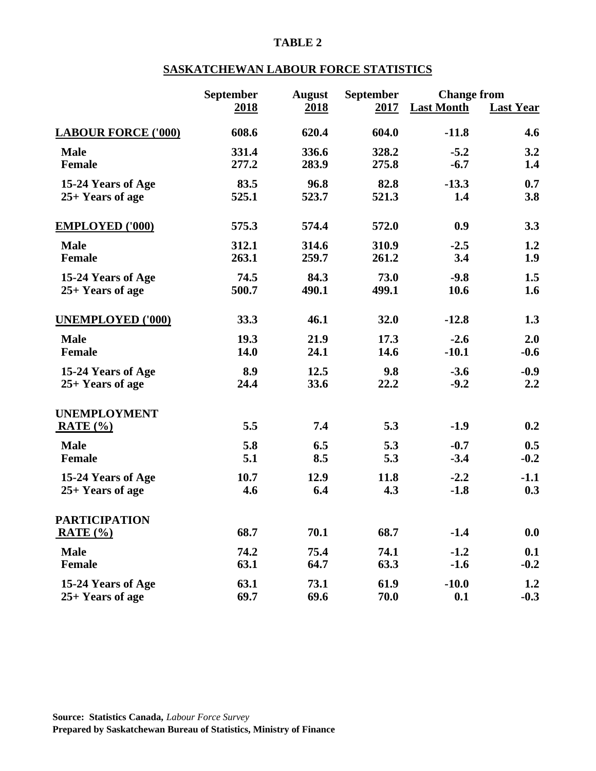**TABLE 2**

**SASKATCHEWAN LABOUR FORCE STATISTICS**

| | September 2018 | August 2018 | September 2017 | Change from Last Month | Change from Last Year |
|---|---|---|---|---|---|
| **LABOUR FORCE ('000)** | 608.6 | 620.4 | 604.0 | -11.8 | 4.6 |
| Male | 331.4 | 336.6 | 328.2 | -5.2 | 3.2 |
| Female | 277.2 | 283.9 | 275.8 | -6.7 | 1.4 |
| 15-24 Years of Age | 83.5 | 96.8 | 82.8 | -13.3 | 0.7 |
| 25+ Years of age | 525.1 | 523.7 | 521.3 | 1.4 | 3.8 |
| **EMPLOYED ('000)** | 575.3 | 574.4 | 572.0 | 0.9 | 3.3 |
| Male | 312.1 | 314.6 | 310.9 | -2.5 | 1.2 |
| Female | 263.1 | 259.7 | 261.2 | 3.4 | 1.9 |
| 15-24 Years of Age | 74.5 | 84.3 | 73.0 | -9.8 | 1.5 |
| 25+ Years of age | 500.7 | 490.1 | 499.1 | 10.6 | 1.6 |
| **UNEMPLOYED ('000)** | 33.3 | 46.1 | 32.0 | -12.8 | 1.3 |
| Male | 19.3 | 21.9 | 17.3 | -2.6 | 2.0 |
| Female | 14.0 | 24.1 | 14.6 | -10.1 | -0.6 |
| 15-24 Years of Age | 8.9 | 12.5 | 9.8 | -3.6 | -0.9 |
| 25+ Years of age | 24.4 | 33.6 | 22.2 | -9.2 | 2.2 |
| **UNEMPLOYMENT RATE (%)** | 5.5 | 7.4 | 5.3 | -1.9 | 0.2 |
| Male | 5.8 | 6.5 | 5.3 | -0.7 | 0.5 |
| Female | 5.1 | 8.5 | 5.3 | -3.4 | -0.2 |
| 15-24 Years of Age | 10.7 | 12.9 | 11.8 | -2.2 | -1.1 |
| 25+ Years of age | 4.6 | 6.4 | 4.3 | -1.8 | 0.3 |
| **PARTICIPATION RATE (%)** | 68.7 | 70.1 | 68.7 | -1.4 | 0.0 |
| Male | 74.2 | 75.4 | 74.1 | -1.2 | 0.1 |
| Female | 63.1 | 64.7 | 63.3 | -1.6 | -0.2 |
| 15-24 Years of Age | 63.1 | 73.1 | 61.9 | -10.0 | 1.2 |
| 25+ Years of age | 69.7 | 69.6 | 70.0 | 0.1 | -0.3 |

**Source: Statistics Canada,** *Labour Force Survey*
**Prepared by Saskatchewan Bureau of Statistics, Ministry of Finance**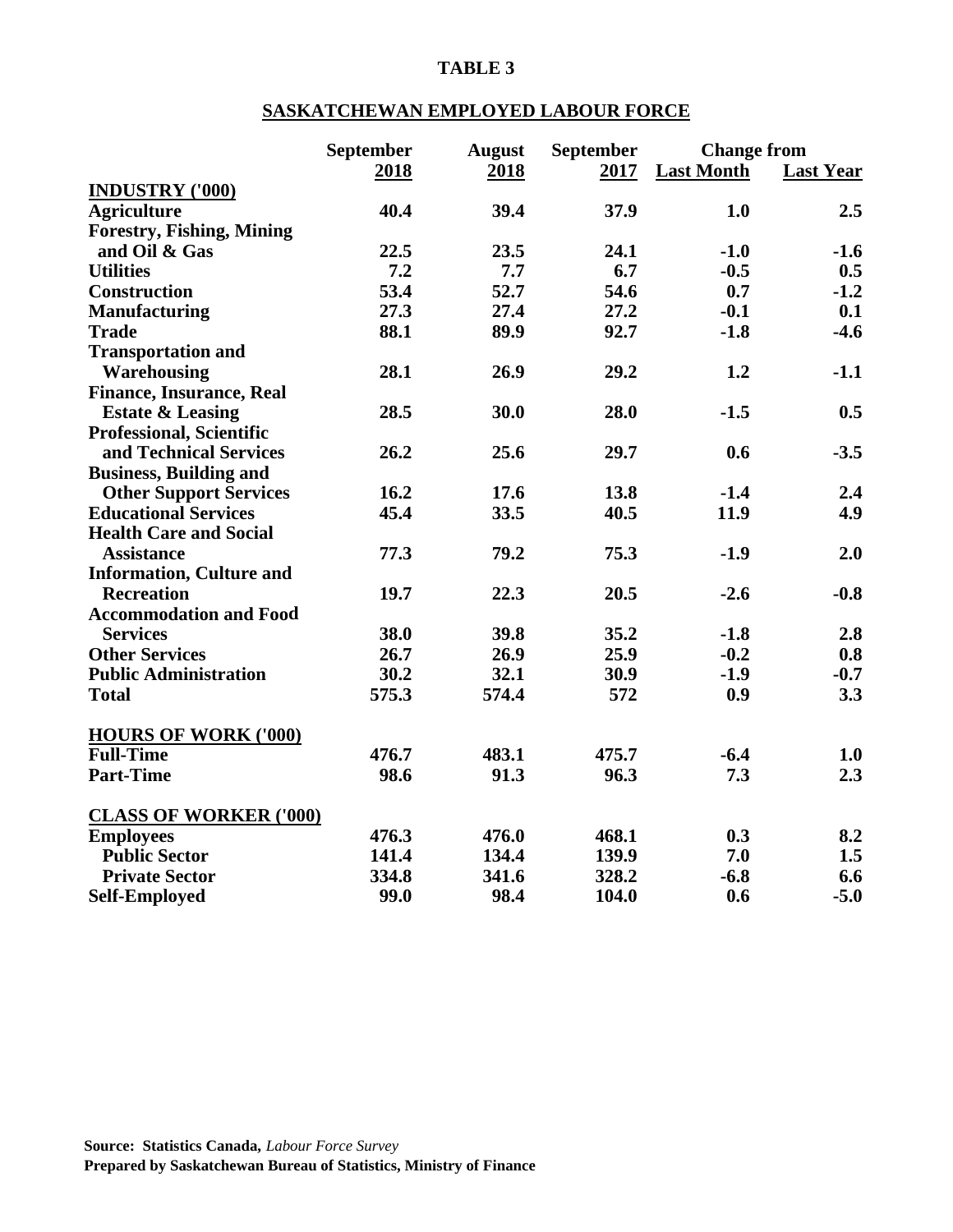**TABLE 3**

**SASKATCHEWAN EMPLOYED LABOUR FORCE**

| | September 2018 | August 2018 | September 2017 | Change from Last Month | Change from Last Year |
|---|---|---|---|---|---|
| **INDUSTRY ('000)** | | | | | |
| Agriculture | 40.4 | 39.4 | 37.9 | 1.0 | 2.5 |
| Forestry, Fishing, Mining and Oil & Gas | 22.5 | 23.5 | 24.1 | -1.0 | -1.6 |
| Utilities | 7.2 | 7.7 | 6.7 | -0.5 | 0.5 |
| Construction | 53.4 | 52.7 | 54.6 | 0.7 | -1.2 |
| Manufacturing | 27.3 | 27.4 | 27.2 | -0.1 | 0.1 |
| Trade | 88.1 | 89.9 | 92.7 | -1.8 | -4.6 |
| Transportation and Warehousing | 28.1 | 26.9 | 29.2 | 1.2 | -1.1 |
| Finance, Insurance, Real Estate & Leasing | 28.5 | 30.0 | 28.0 | -1.5 | 0.5 |
| Professional, Scientific and Technical Services | 26.2 | 25.6 | 29.7 | 0.6 | -3.5 |
| Business, Building and Other Support Services | 16.2 | 17.6 | 13.8 | -1.4 | 2.4 |
| Educational Services | 45.4 | 33.5 | 40.5 | 11.9 | 4.9 |
| Health Care and Social Assistance | 77.3 | 79.2 | 75.3 | -1.9 | 2.0 |
| Information, Culture and Recreation | 19.7 | 22.3 | 20.5 | -2.6 | -0.8 |
| Accommodation and Food Services | 38.0 | 39.8 | 35.2 | -1.8 | 2.8 |
| Other Services | 26.7 | 26.9 | 25.9 | -0.2 | 0.8 |
| Public Administration | 30.2 | 32.1 | 30.9 | -1.9 | -0.7 |
| Total | 575.3 | 574.4 | 572 | 0.9 | 3.3 |
| **HOURS OF WORK ('000)** | | | | | |
| Full-Time | 476.7 | 483.1 | 475.7 | -6.4 | 1.0 |
| Part-Time | 98.6 | 91.3 | 96.3 | 7.3 | 2.3 |
| **CLASS OF WORKER ('000)** | | | | | |
| Employees | 476.3 | 476.0 | 468.1 | 0.3 | 8.2 |
| Public Sector | 141.4 | 134.4 | 139.9 | 7.0 | 1.5 |
| Private Sector | 334.8 | 341.6 | 328.2 | -6.8 | 6.6 |
| Self-Employed | 99.0 | 98.4 | 104.0 | 0.6 | -5.0 |

**Source: Statistics Canada,** *Labour Force Survey*
**Prepared by Saskatchewan Bureau of Statistics, Ministry of Finance**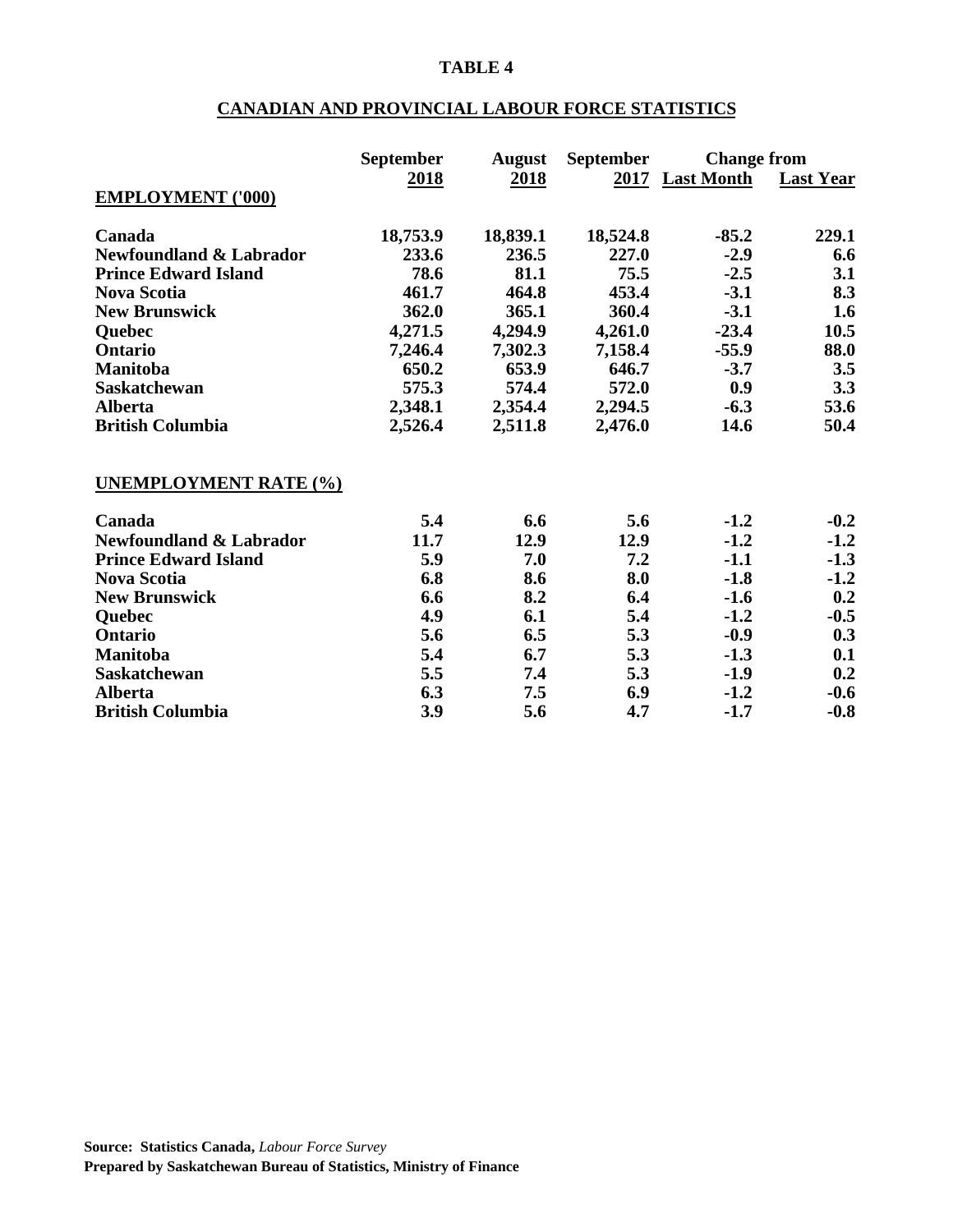**TABLE 4**

**CANADIAN AND PROVINCIAL LABOUR FORCE STATISTICS**

| | September 2018 | August 2018 | September 2017 | Change from Last Month | Change from Last Year |
|---|---|---|---|---|---|
| **EMPLOYMENT ('000)** | | | | | |
| Canada | 18,753.9 | 18,839.1 | 18,524.8 | -85.2 | 229.1 |
| Newfoundland & Labrador | 233.6 | 236.5 | 227.0 | -2.9 | 6.6 |
| Prince Edward Island | 78.6 | 81.1 | 75.5 | -2.5 | 3.1 |
| Nova Scotia | 461.7 | 464.8 | 453.4 | -3.1 | 8.3 |
| New Brunswick | 362.0 | 365.1 | 360.4 | -3.1 | 1.6 |
| Quebec | 4,271.5 | 4,294.9 | 4,261.0 | -23.4 | 10.5 |
| Ontario | 7,246.4 | 7,302.3 | 7,158.4 | -55.9 | 88.0 |
| Manitoba | 650.2 | 653.9 | 646.7 | -3.7 | 3.5 |
| Saskatchewan | 575.3 | 574.4 | 572.0 | 0.9 | 3.3 |
| Alberta | 2,348.1 | 2,354.4 | 2,294.5 | -6.3 | 53.6 |
| British Columbia | 2,526.4 | 2,511.8 | 2,476.0 | 14.6 | 50.4 |
| **UNEMPLOYMENT RATE (%)** | | | | | |
| Canada | 5.4 | 6.6 | 5.6 | -1.2 | -0.2 |
| Newfoundland & Labrador | 11.7 | 12.9 | 12.9 | -1.2 | -1.2 |
| Prince Edward Island | 5.9 | 7.0 | 7.2 | -1.1 | -1.3 |
| Nova Scotia | 6.8 | 8.6 | 8.0 | -1.8 | -1.2 |
| New Brunswick | 6.6 | 8.2 | 6.4 | -1.6 | 0.2 |
| Quebec | 4.9 | 6.1 | 5.4 | -1.2 | -0.5 |
| Ontario | 5.6 | 6.5 | 5.3 | -0.9 | 0.3 |
| Manitoba | 5.4 | 6.7 | 5.3 | -1.3 | 0.1 |
| Saskatchewan | 5.5 | 7.4 | 5.3 | -1.9 | 0.2 |
| Alberta | 6.3 | 7.5 | 6.9 | -1.2 | -0.6 |
| British Columbia | 3.9 | 5.6 | 4.7 | -1.7 | -0.8 |

**Source: Statistics Canada,** *Labour Force Survey*
**Prepared by Saskatchewan Bureau of Statistics, Ministry of Finance**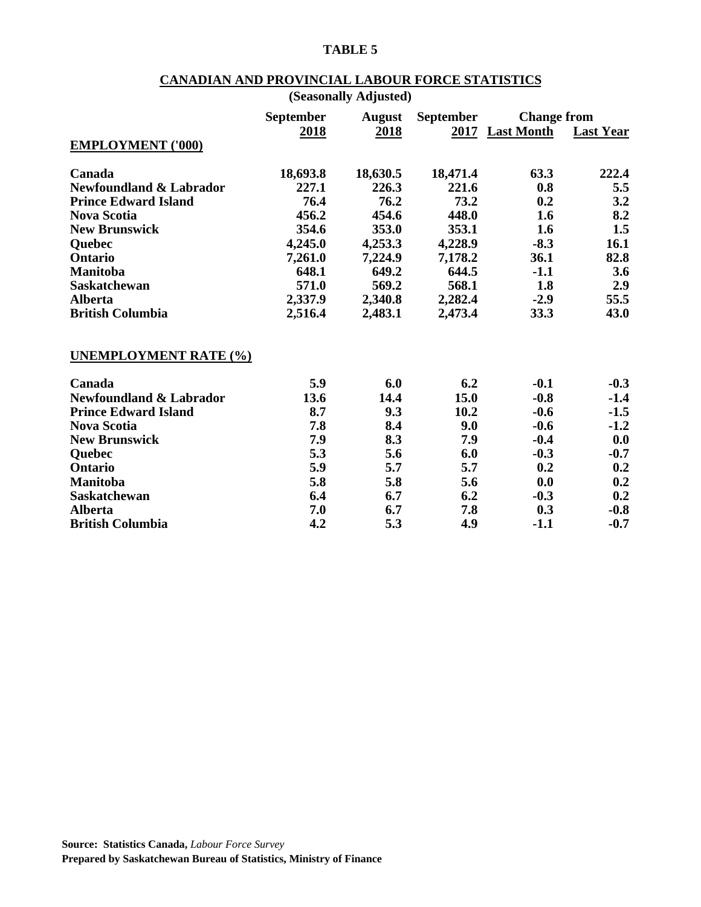**TABLE 5**

**CANADIAN AND PROVINCIAL LABOUR FORCE STATISTICS**

**(Seasonally Adjusted)**

| | September 2018 | August 2018 | September 2017 | Change from Last Month | Change from Last Year |
|---|---|---|---|---|---|
| **EMPLOYMENT ('000)** | | | | | |
| Canada | 18,693.8 | 18,630.5 | 18,471.4 | 63.3 | 222.4 |
| Newfoundland & Labrador | 227.1 | 226.3 | 221.6 | 0.8 | 5.5 |
| Prince Edward Island | 76.4 | 76.2 | 73.2 | 0.2 | 3.2 |
| Nova Scotia | 456.2 | 454.6 | 448.0 | 1.6 | 8.2 |
| New Brunswick | 354.6 | 353.0 | 353.1 | 1.6 | 1.5 |
| Quebec | 4,245.0 | 4,253.3 | 4,228.9 | -8.3 | 16.1 |
| Ontario | 7,261.0 | 7,224.9 | 7,178.2 | 36.1 | 82.8 |
| Manitoba | 648.1 | 649.2 | 644.5 | -1.1 | 3.6 |
| Saskatchewan | 571.0 | 569.2 | 568.1 | 1.8 | 2.9 |
| Alberta | 2,337.9 | 2,340.8 | 2,282.4 | -2.9 | 55.5 |
| British Columbia | 2,516.4 | 2,483.1 | 2,473.4 | 33.3 | 43.0 |
| **UNEMPLOYMENT RATE (%)** | | | | | |
| Canada | 5.9 | 6.0 | 6.2 | -0.1 | -0.3 |
| Newfoundland & Labrador | 13.6 | 14.4 | 15.0 | -0.8 | -1.4 |
| Prince Edward Island | 8.7 | 9.3 | 10.2 | -0.6 | -1.5 |
| Nova Scotia | 7.8 | 8.4 | 9.0 | -0.6 | -1.2 |
| New Brunswick | 7.9 | 8.3 | 7.9 | -0.4 | 0.0 |
| Quebec | 5.3 | 5.6 | 6.0 | -0.3 | -0.7 |
| Ontario | 5.9 | 5.7 | 5.7 | 0.2 | 0.2 |
| Manitoba | 5.8 | 5.8 | 5.6 | 0.0 | 0.2 |
| Saskatchewan | 6.4 | 6.7 | 6.2 | -0.3 | 0.2 |
| Alberta | 7.0 | 6.7 | 7.8 | 0.3 | -0.8 |
| British Columbia | 4.2 | 5.3 | 4.9 | -1.1 | -0.7 |

**Source: Statistics Canada,** *Labour Force Survey*
**Prepared by Saskatchewan Bureau of Statistics, Ministry of Finance**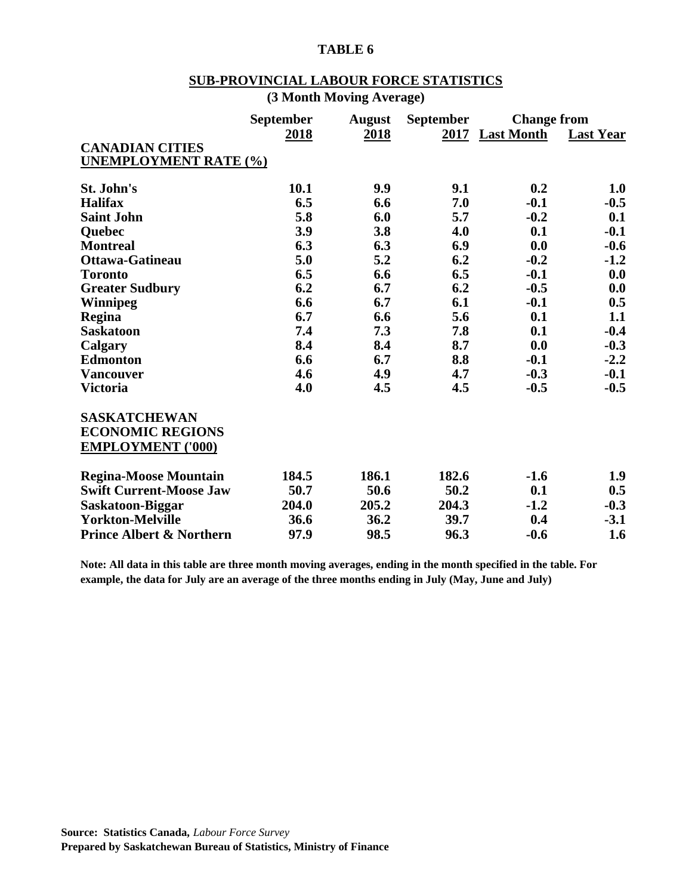# TABLE 6

## SUB-PROVINCIAL LABOUR FORCE STATISTICS

**(3 Month Moving Average)**

| | September 2018 | August 2018 | September 2017 | Change from Last Month | Change from Last Year |
|---|---|---|---|---|---|
| **CANADIAN CITIES UNEMPLOYMENT RATE (%)** | | | | | |
| St. John's | 10.1 | 9.9 | 9.1 | 0.2 | 1.0 |
| Halifax | 6.5 | 6.6 | 7.0 | -0.1 | -0.5 |
| Saint John | 5.8 | 6.0 | 5.7 | -0.2 | 0.1 |
| Quebec | 3.9 | 3.8 | 4.0 | 0.1 | -0.1 |
| Montreal | 6.3 | 6.3 | 6.9 | 0.0 | -0.6 |
| Ottawa-Gatineau | 5.0 | 5.2 | 6.2 | -0.2 | -1.2 |
| Toronto | 6.5 | 6.6 | 6.5 | -0.1 | 0.0 |
| Greater Sudbury | 6.2 | 6.7 | 6.2 | -0.5 | 0.0 |
| Winnipeg | 6.6 | 6.7 | 6.1 | -0.1 | 0.5 |
| Regina | 6.7 | 6.6 | 5.6 | 0.1 | 1.1 |
| Saskatoon | 7.4 | 7.3 | 7.8 | 0.1 | -0.4 |
| Calgary | 8.4 | 8.4 | 8.7 | 0.0 | -0.3 |
| Edmonton | 6.6 | 6.7 | 8.8 | -0.1 | -2.2 |
| Vancouver | 4.6 | 4.9 | 4.7 | -0.3 | -0.1 |
| Victoria | 4.0 | 4.5 | 4.5 | -0.5 | -0.5 |
| **SASKATCHEWAN ECONOMIC REGIONS EMPLOYMENT ('000)** | | | | | |
| Regina-Moose Mountain | 184.5 | 186.1 | 182.6 | -1.6 | 1.9 |
| Swift Current-Moose Jaw | 50.7 | 50.6 | 50.2 | 0.1 | 0.5 |
| Saskatoon-Biggar | 204.0 | 205.2 | 204.3 | -1.2 | -0.3 |
| Yorkton-Melville | 36.6 | 36.2 | 39.7 | 0.4 | -3.1 |
| Prince Albert & Northern | 97.9 | 98.5 | 96.3 | -0.6 | 1.6 |

**Note: All data in this table are three month moving averages, ending in the month specified in the table. For example, the data for July are an average of the three months ending in July (May, June and July)**

**Source: Statistics Canada,** *Labour Force Survey*
**Prepared by Saskatchewan Bureau of Statistics, Ministry of Finance**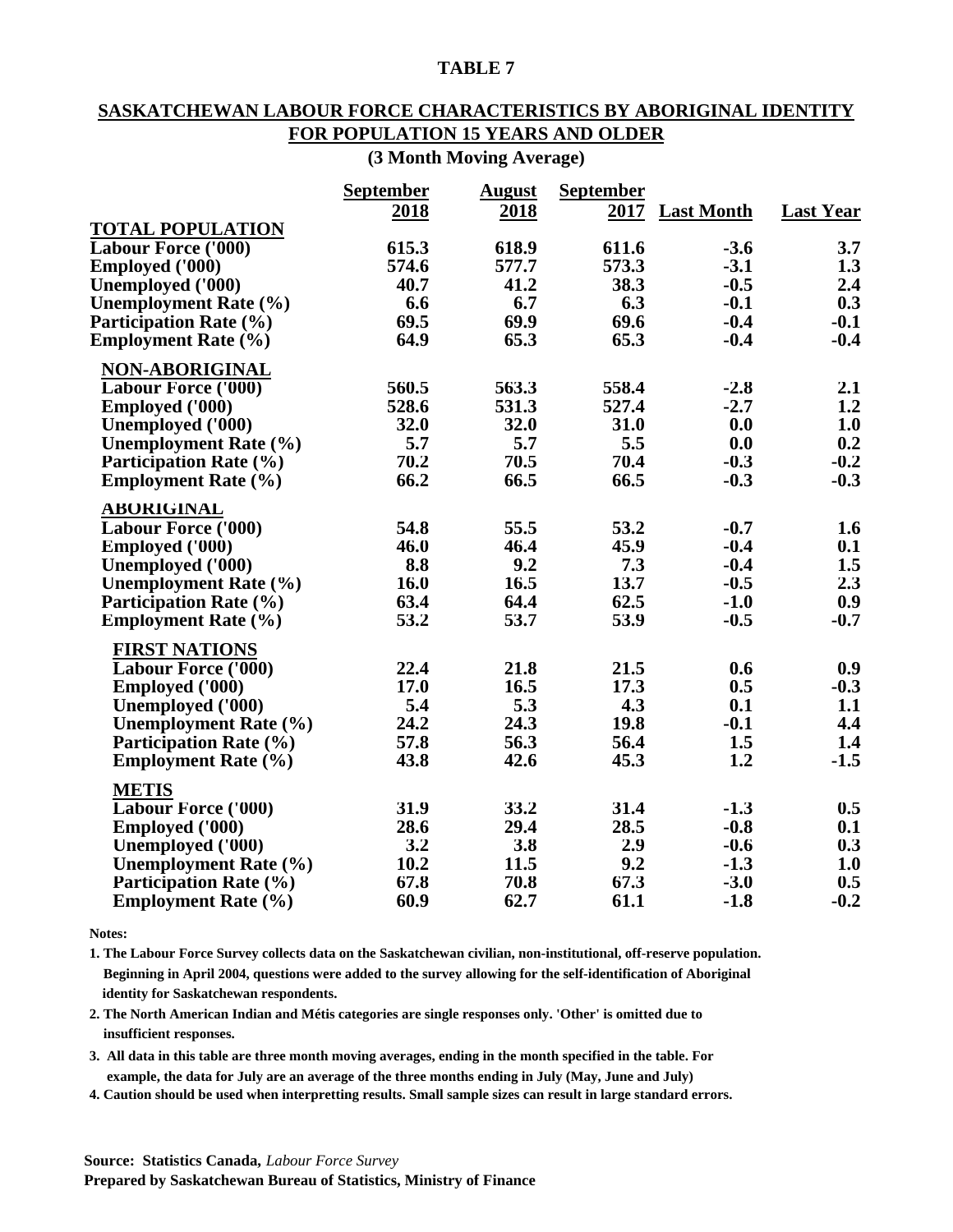**TABLE 7**

**SASKATCHEWAN LABOUR FORCE CHARACTERISTICS BY ABORIGINAL IDENTITY FOR POPULATION 15 YEARS AND OLDER**

**(3 Month Moving Average)**

| | September 2018 | August 2018 | September 2017 | Last Month | Last Year |
|---|---|---|---|---|---|
| **TOTAL POPULATION** | | | | | |
| Labour Force ('000) | 615.3 | 618.9 | 611.6 | -3.6 | 3.7 |
| Employed ('000) | 574.6 | 577.7 | 573.3 | -3.1 | 1.3 |
| Unemployed ('000) | 40.7 | 41.2 | 38.3 | -0.5 | 2.4 |
| Unemployment Rate (%) | 6.6 | 6.7 | 6.3 | -0.1 | 0.3 |
| Participation Rate (%) | 69.5 | 69.9 | 69.6 | -0.4 | -0.1 |
| Employment Rate (%) | 64.9 | 65.3 | 65.3 | -0.4 | -0.4 |
| **NON-ABORIGINAL** | | | | | |
| Labour Force ('000) | 560.5 | 563.3 | 558.4 | -2.8 | 2.1 |
| Employed ('000) | 528.6 | 531.3 | 527.4 | -2.7 | 1.2 |
| Unemployed ('000) | 32.0 | 32.0 | 31.0 | 0.0 | 1.0 |
| Unemployment Rate (%) | 5.7 | 5.7 | 5.5 | 0.0 | 0.2 |
| Participation Rate (%) | 70.2 | 70.5 | 70.4 | -0.3 | -0.2 |
| Employment Rate (%) | 66.2 | 66.5 | 66.5 | -0.3 | -0.3 |
| **ABORIGINAL** | | | | | |
| Labour Force ('000) | 54.8 | 55.5 | 53.2 | -0.7 | 1.6 |
| Employed ('000) | 46.0 | 46.4 | 45.9 | -0.4 | 0.1 |
| Unemployed ('000) | 8.8 | 9.2 | 7.3 | -0.4 | 1.5 |
| Unemployment Rate (%) | 16.0 | 16.5 | 13.7 | -0.5 | 2.3 |
| Participation Rate (%) | 63.4 | 64.4 | 62.5 | -1.0 | 0.9 |
| Employment Rate (%) | 53.2 | 53.7 | 53.9 | -0.5 | -0.7 |
| **FIRST NATIONS** | | | | | |
| Labour Force ('000) | 22.4 | 21.8 | 21.5 | 0.6 | 0.9 |
| Employed ('000) | 17.0 | 16.5 | 17.3 | 0.5 | -0.3 |
| Unemployed ('000) | 5.4 | 5.3 | 4.3 | 0.1 | 1.1 |
| Unemployment Rate (%) | 24.2 | 24.3 | 19.8 | -0.1 | 4.4 |
| Participation Rate (%) | 57.8 | 56.3 | 56.4 | 1.5 | 1.4 |
| Employment Rate (%) | 43.8 | 42.6 | 45.3 | 1.2 | -1.5 |
| **METIS** | | | | | |
| Labour Force ('000) | 31.9 | 33.2 | 31.4 | -1.3 | 0.5 |
| Employed ('000) | 28.6 | 29.4 | 28.5 | -0.8 | 0.1 |
| Unemployed ('000) | 3.2 | 3.8 | 2.9 | -0.6 | 0.3 |
| Unemployment Rate (%) | 10.2 | 11.5 | 9.2 | -1.3 | 1.0 |
| Participation Rate (%) | 67.8 | 70.8 | 67.3 | -3.0 | 0.5 |
| Employment Rate (%) | 60.9 | 62.7 | 61.1 | -1.8 | -0.2 |

**Notes:**

1. The Labour Force Survey collects data on the Saskatchewan civilian, non-institutional, off-reserve population. Beginning in April 2004, questions were added to the survey allowing for the self-identification of Aboriginal identity for Saskatchewan respondents.
2. The North American Indian and Métis categories are single responses only. 'Other' is omitted due to insufficient responses.
3. All data in this table are three month moving averages, ending in the month specified in the table. For example, the data for July are an average of the three months ending in July (May, June and July)
4. Caution should be used when interpretting results. Small sample sizes can result in large standard errors.

**Source: Statistics Canada,** *Labour Force Survey*

**Prepared by Saskatchewan Bureau of Statistics, Ministry of Finance**